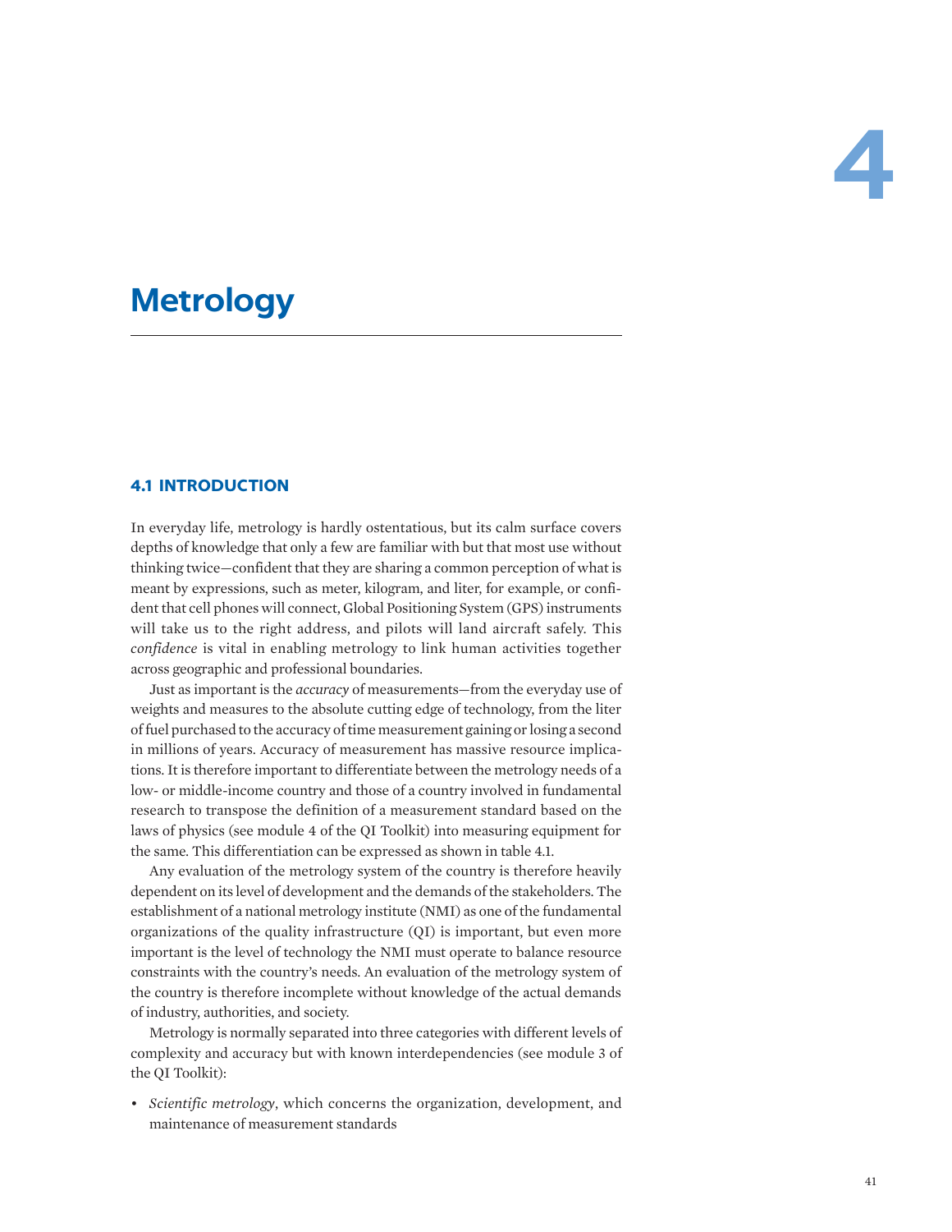# 4

# Metrology

## 4.1 INTRODUCTION

In everyday life, metrology is hardly ostentatious, but its calm surface covers depths of knowledge that only a few are familiar with but that most use without thinking twice—confident that they are sharing a common perception of what is meant by expressions, such as meter, kilogram, and liter, for example, or confident that cell phones will connect, Global Positioning System (GPS) instruments will take us to the right address, and pilots will land aircraft safely. This *confidence* is vital in enabling metrology to link human activities together across geographic and professional boundaries.

Just as important is the *accuracy* of measurements—from the everyday use of weights and measures to the absolute cutting edge of technology, from the liter of fuel purchased to the accuracy of time measurement gaining or losing a second in millions of years. Accuracy of measurement has massive resource implications. It is therefore important to differentiate between the metrology needs of a low- or middle-income country and those of a country involved in fundamental research to transpose the definition of a measurement standard based on the laws of physics (see module 4 of the QI Toolkit) into measuring equipment for the same. This differentiation can be expressed as shown in table 4.1.

Any evaluation of the metrology system of the country is therefore heavily dependent on its level of development and the demands of the stakeholders. The establishment of a national metrology institute (NMI) as one of the fundamental organizations of the quality infrastructure (QI) is important, but even more important is the level of technology the NMI must operate to balance resource constraints with the country's needs. An evaluation of the metrology system of the country is therefore incomplete without knowledge of the actual demands of industry, authorities, and society.

Metrology is normally separated into three categories with different levels of complexity and accuracy but with known interdependencies (see module 3 of the QI Toolkit):

- *Scientific metrology*, which concerns the organization, development, and maintenance of measurement standards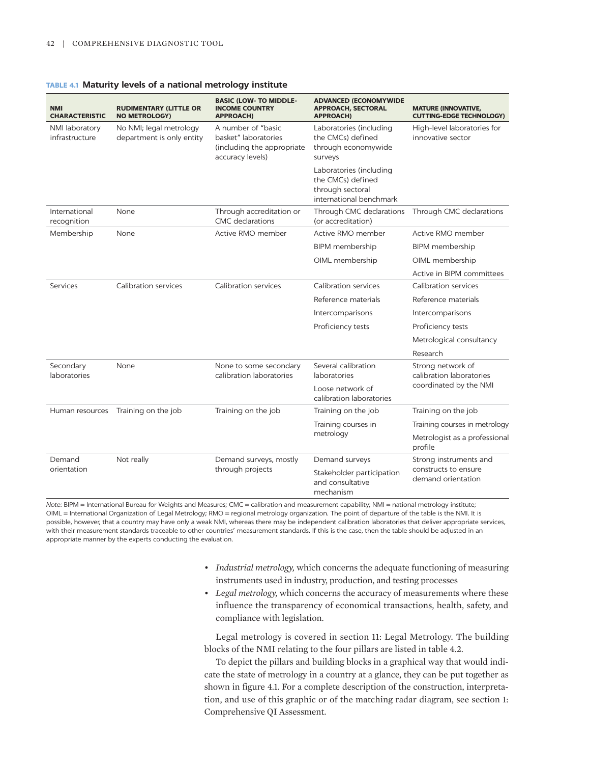**TABLE 4.1 Maturity levels of a national metrology institute**

| NMI CHARACTERISTIC | RUDIMENTARY (LITTLE OR NO METROLOGY) | BASIC (LOW- TO MIDDLE-INCOME COUNTRY APPROACH) | ADVANCED (ECONOMYWIDE APPROACH, SECTORAL APPROACH) | MATURE (INNOVATIVE, CUTTING-EDGE TECHNOLOGY) |
|---|---|---|---|---|
| NMI laboratory infrastructure | No NMI; legal metrology department is only entity | A number of "basic basket" laboratories (including the appropriate accuracy levels) | Laboratories (including the CMCs) defined through economywide surveys<br>Laboratories (including the CMCs) defined through sectoral international benchmark | High-level laboratories for innovative sector |
| International recognition | None | Through accreditation or CMC declarations | Through CMC declarations (or accreditation) | Through CMC declarations |
| Membership | None | Active RMO member | Active RMO member<br>BIPM membership<br>OIML membership | Active RMO member<br>BIPM membership<br>OIML membership<br>Active in BIPM committees |
| Services | Calibration services | Calibration services | Calibration services<br>Reference materials<br>Intercomparisons<br>Proficiency tests | Calibration services<br>Reference materials<br>Intercomparisons<br>Proficiency tests<br>Metrological consultancy<br>Research |
| Secondary laboratories | None | None to some secondary calibration laboratories | Several calibration laboratories<br>Loose network of calibration laboratories | Strong network of calibration laboratories coordinated by the NMI |
| Human resources | Training on the job | Training on the job | Training on the job<br>Training courses in metrology | Training on the job<br>Training courses in metrology<br>Metrologist as a professional profile |
| Demand orientation | Not really | Demand surveys, mostly through projects | Demand surveys<br>Stakeholder participation and consultative mechanism | Strong instruments and constructs to ensure demand orientation |

*Note:* BIPM = International Bureau for Weights and Measures; CMC = calibration and measurement capability; NMI = national metrology institute; OIML = International Organization of Legal Metrology; RMO = regional metrology organization. The point of departure of the table is the NMI. It is possible, however, that a country may have only a weak NMI, whereas there may be independent calibration laboratories that deliver appropriate services, with their measurement standards traceable to other countries' measurement standards. If this is the case, then the table should be adjusted in an appropriate manner by the experts conducting the evaluation.

- *Industrial metrology,* which concerns the adequate functioning of measuring instruments used in industry, production, and testing processes
- *Legal metrology,* which concerns the accuracy of measurements where these influence the transparency of economical transactions, health, safety, and compliance with legislation.

Legal metrology is covered in section 11: Legal Metrology. The building blocks of the NMI relating to the four pillars are listed in table 4.2.

To depict the pillars and building blocks in a graphical way that would indicate the state of metrology in a country at a glance, they can be put together as shown in figure 4.1. For a complete description of the construction, interpretation, and use of this graphic or of the matching radar diagram, see section 1: Comprehensive QI Assessment.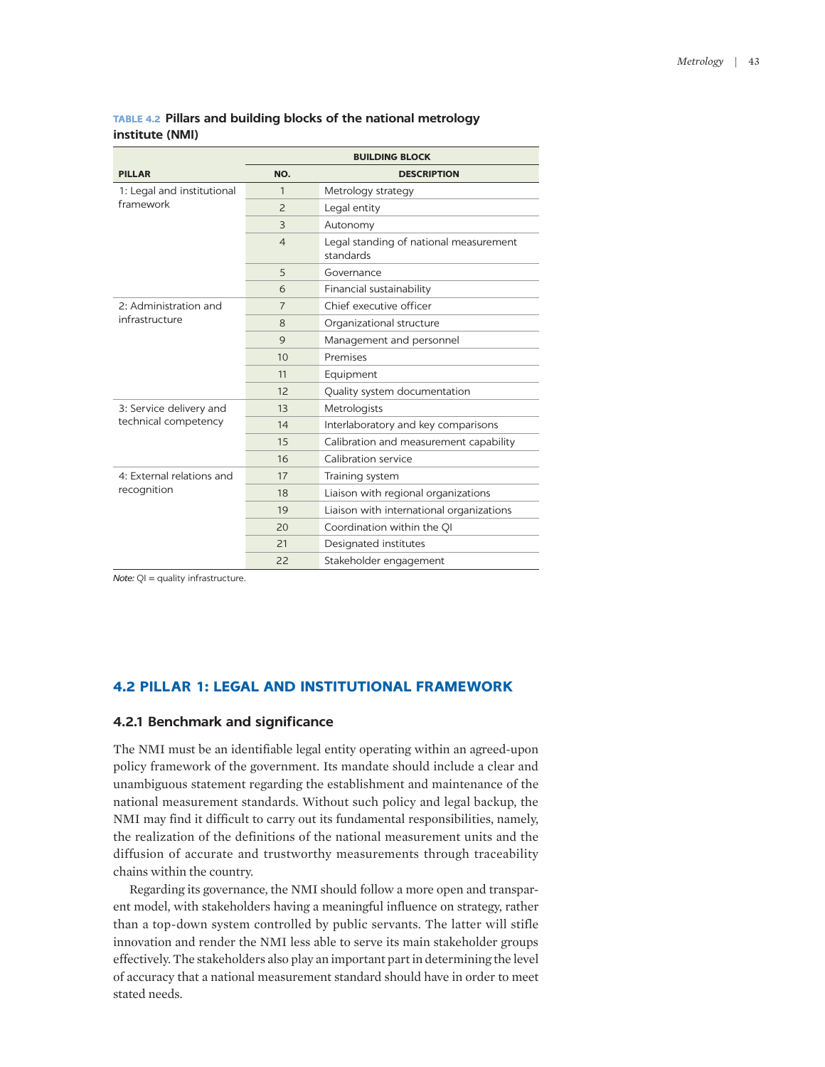**TABLE 4.2 Pillars and building blocks of the national metrology institute (NMI)**

| PILLAR | BUILDING BLOCK | |
|---|---|---|
| | NO. | DESCRIPTION |
| 1: Legal and institutional framework | 1 | Metrology strategy |
| | 2 | Legal entity |
| | 3 | Autonomy |
| | 4 | Legal standing of national measurement standards |
| | 5 | Governance |
| | 6 | Financial sustainability |
| 2: Administration and infrastructure | 7 | Chief executive officer |
| | 8 | Organizational structure |
| | 9 | Management and personnel |
| | 10 | Premises |
| | 11 | Equipment |
| | 12 | Quality system documentation |
| 3: Service delivery and technical competency | 13 | Metrologists |
| | 14 | Interlaboratory and key comparisons |
| | 15 | Calibration and measurement capability |
| | 16 | Calibration service |
| 4: External relations and recognition | 17 | Training system |
| | 18 | Liaison with regional organizations |
| | 19 | Liaison with international organizations |
| | 20 | Coordination within the QI |
| | 21 | Designated institutes |
| | 22 | Stakeholder engagement |

*Note:* QI = quality infrastructure.

## 4.2 PILLAR 1: LEGAL AND INSTITUTIONAL FRAMEWORK

### 4.2.1 Benchmark and significance

The NMI must be an identifiable legal entity operating within an agreed-upon policy framework of the government. Its mandate should include a clear and unambiguous statement regarding the establishment and maintenance of the national measurement standards. Without such policy and legal backup, the NMI may find it difficult to carry out its fundamental responsibilities, namely, the realization of the definitions of the national measurement units and the diffusion of accurate and trustworthy measurements through traceability chains within the country.

Regarding its governance, the NMI should follow a more open and transparent model, with stakeholders having a meaningful influence on strategy, rather than a top-down system controlled by public servants. The latter will stifle innovation and render the NMI less able to serve its main stakeholder groups effectively. The stakeholders also play an important part in determining the level of accuracy that a national measurement standard should have in order to meet stated needs.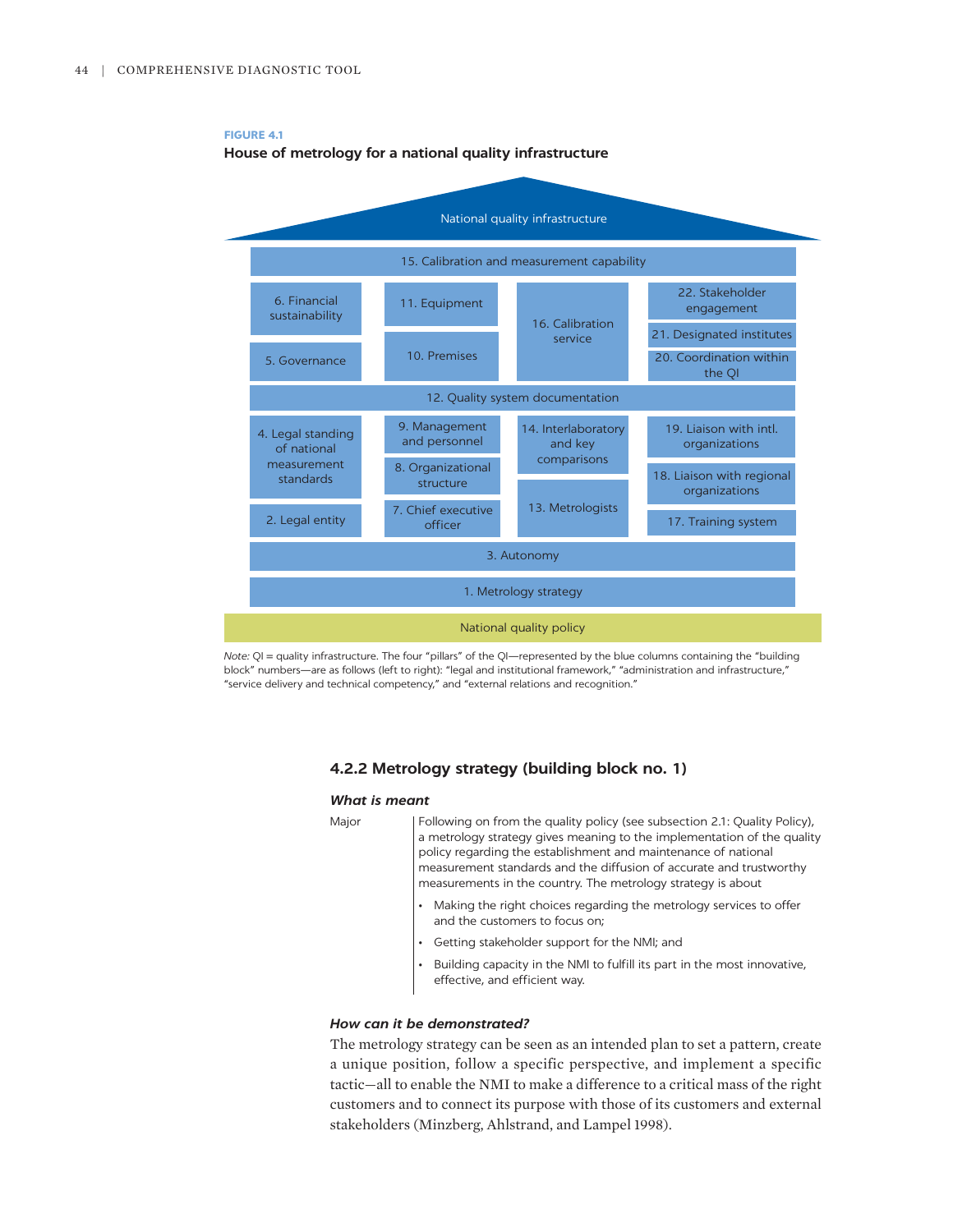**FIGURE 4.1**

**House of metrology for a national quality infrastructure**

National quality infrastructure

15. Calibration and measurement capability

| | | | |
|---|---|---|---|
| 6. Financial sustainability | 11. Equipment | 16. Calibration service | 22. Stakeholder engagement |
| 5. Governance | 10. Premises | | 21. Designated institutes |
| | | | 20. Coordination within the QI |

12. Quality system documentation

| | | | |
|---|---|---|---|
| 4. Legal standing of national measurement standards | 9. Management and personnel | 14. Interlaboratory and key comparisons | 19. Liaison with intl. organizations |
| | 8. Organizational structure | 13. Metrologists | 18. Liaison with regional organizations |
| 2. Legal entity | 7. Chief executive officer | | 17. Training system |

3. Autonomy

1. Metrology strategy

National quality policy

*Note:* QI = quality infrastructure. The four "pillars" of the QI—represented by the blue columns containing the "building block" numbers—are as follows (left to right): "legal and institutional framework," "administration and infrastructure," "service delivery and technical competency," and "external relations and recognition."

### 4.2.2 Metrology strategy (building block no. 1)

#### *What is meant*

Major

Following on from the quality policy (see subsection 2.1: Quality Policy), a metrology strategy gives meaning to the implementation of the quality policy regarding the establishment and maintenance of national measurement standards and the diffusion of accurate and trustworthy measurements in the country. The metrology strategy is about

- Making the right choices regarding the metrology services to offer and the customers to focus on;
- Getting stakeholder support for the NMI; and
- Building capacity in the NMI to fulfill its part in the most innovative, effective, and efficient way.

#### *How can it be demonstrated?*

The metrology strategy can be seen as an intended plan to set a pattern, create a unique position, follow a specific perspective, and implement a specific tactic—all to enable the NMI to make a difference to a critical mass of the right customers and to connect its purpose with those of its customers and external stakeholders (Minzberg, Ahlstrand, and Lampel 1998).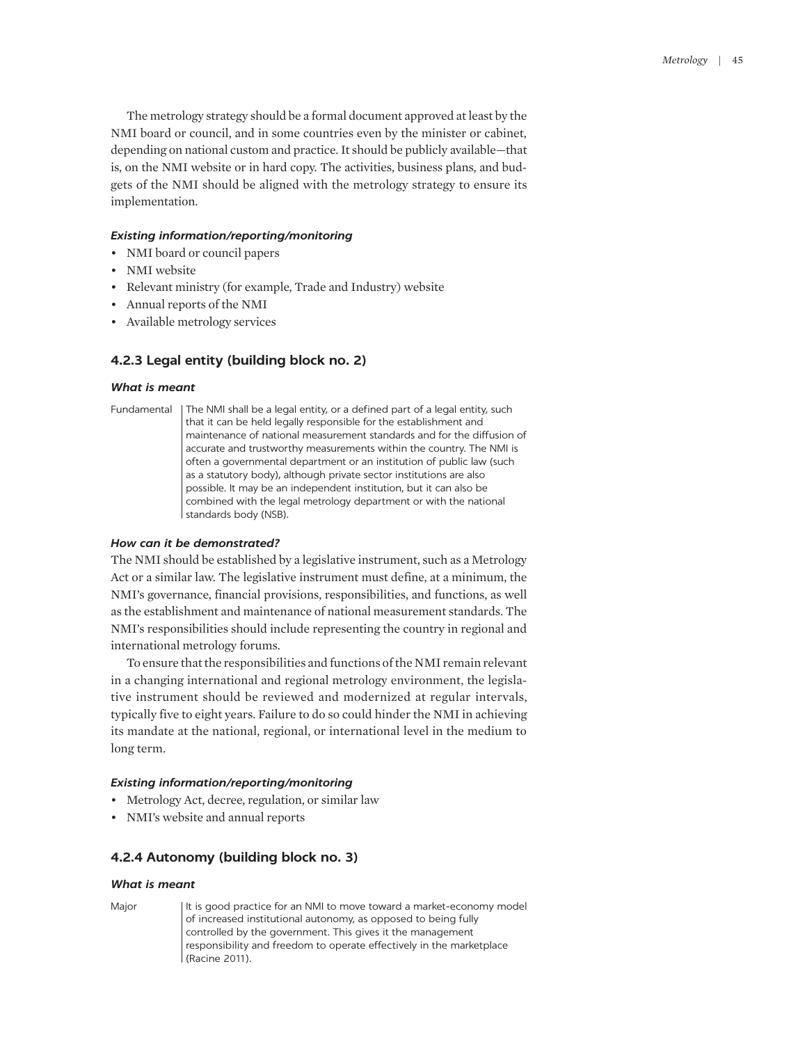The metrology strategy should be a formal document approved at least by the NMI board or council, and in some countries even by the minister or cabinet, depending on national custom and practice. It should be publicly available—that is, on the NMI website or in hard copy. The activities, business plans, and budgets of the NMI should be aligned with the metrology strategy to ensure its implementation.

#### *Existing information/reporting/monitoring*

- NMI board or council papers
- NMI website
- Relevant ministry (for example, Trade and Industry) website
- Annual reports of the NMI
- Available metrology services

### 4.2.3 Legal entity (building block no. 2)

#### *What is meant*

| Fundamental | The NMI shall be a legal entity, or a defined part of a legal entity, such that it can be held legally responsible for the establishment and maintenance of national measurement standards and for the diffusion of accurate and trustworthy measurements within the country. The NMI is often a governmental department or an institution of public law (such as a statutory body), although private sector institutions are also possible. It may be an independent institution, but it can also be combined with the legal metrology department or with the national standards body (NSB). |
|---|---|

#### *How can it be demonstrated?*

The NMI should be established by a legislative instrument, such as a Metrology Act or a similar law. The legislative instrument must define, at a minimum, the NMI's governance, financial provisions, responsibilities, and functions, as well as the establishment and maintenance of national measurement standards. The NMI's responsibilities should include representing the country in regional and international metrology forums.

To ensure that the responsibilities and functions of the NMI remain relevant in a changing international and regional metrology environment, the legislative instrument should be reviewed and modernized at regular intervals, typically five to eight years. Failure to do so could hinder the NMI in achieving its mandate at the national, regional, or international level in the medium to long term.

#### *Existing information/reporting/monitoring*

- Metrology Act, decree, regulation, or similar law
- NMI's website and annual reports

### 4.2.4 Autonomy (building block no. 3)

#### *What is meant*

| Major | It is good practice for an NMI to move toward a market-economy model of increased institutional autonomy, as opposed to being fully controlled by the government. This gives it the management responsibility and freedom to operate effectively in the marketplace (Racine 2011). |
|---|---|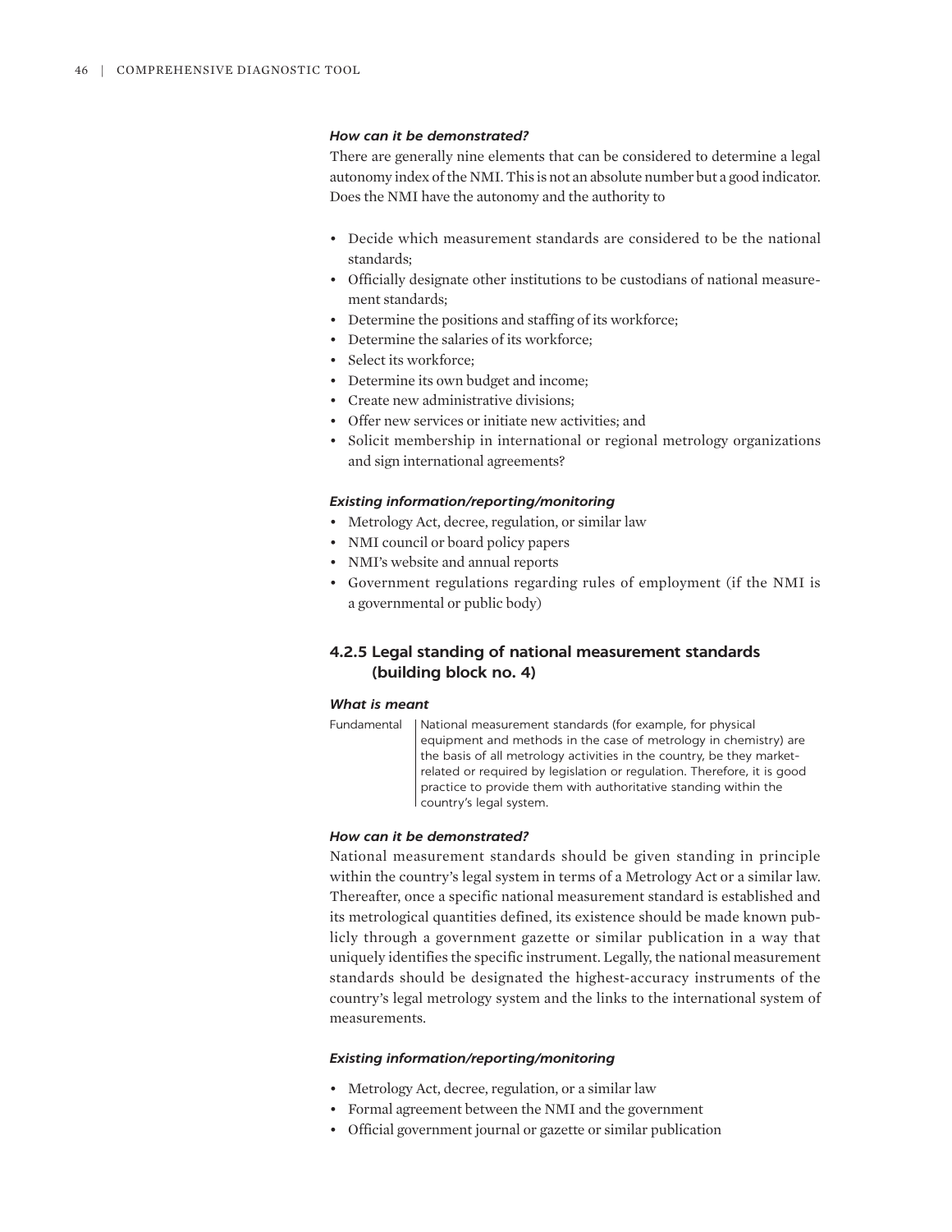#### *How can it be demonstrated?*

There are generally nine elements that can be considered to determine a legal autonomy index of the NMI. This is not an absolute number but a good indicator. Does the NMI have the autonomy and the authority to

- Decide which measurement standards are considered to be the national standards;
- Officially designate other institutions to be custodians of national measurement standards;
- Determine the positions and staffing of its workforce;
- Determine the salaries of its workforce;
- Select its workforce;
- Determine its own budget and income;
- Create new administrative divisions;
- Offer new services or initiate new activities; and
- Solicit membership in international or regional metrology organizations and sign international agreements?

#### *Existing information/reporting/monitoring*

- Metrology Act, decree, regulation, or similar law
- NMI council or board policy papers
- NMI's website and annual reports
- Government regulations regarding rules of employment (if the NMI is a governmental or public body)

### 4.2.5 Legal standing of national measurement standards (building block no. 4)

#### *What is meant*

| | |
|---|---|
| Fundamental | National measurement standards (for example, for physical equipment and methods in the case of metrology in chemistry) are the basis of all metrology activities in the country, be they market-related or required by legislation or regulation. Therefore, it is good practice to provide them with authoritative standing within the country's legal system. |

#### *How can it be demonstrated?*

National measurement standards should be given standing in principle within the country's legal system in terms of a Metrology Act or a similar law. Thereafter, once a specific national measurement standard is established and its metrological quantities defined, its existence should be made known publicly through a government gazette or similar publication in a way that uniquely identifies the specific instrument. Legally, the national measurement standards should be designated the highest-accuracy instruments of the country's legal metrology system and the links to the international system of measurements.

#### *Existing information/reporting/monitoring*

- Metrology Act, decree, regulation, or a similar law
- Formal agreement between the NMI and the government
- Official government journal or gazette or similar publication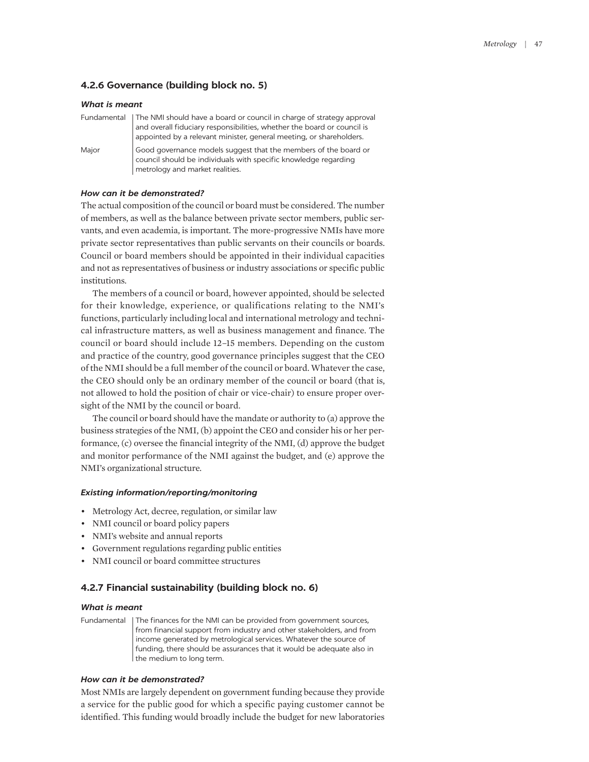### 4.2.6 Governance (building block no. 5)

#### *What is meant*

| | |
|---|---|
| Fundamental | The NMI should have a board or council in charge of strategy approval and overall fiduciary responsibilities, whether the board or council is appointed by a relevant minister, general meeting, or shareholders. |
| Major | Good governance models suggest that the members of the board or council should be individuals with specific knowledge regarding metrology and market realities. |

#### *How can it be demonstrated?*

The actual composition of the council or board must be considered. The number of members, as well as the balance between private sector members, public servants, and even academia, is important. The more-progressive NMIs have more private sector representatives than public servants on their councils or boards. Council or board members should be appointed in their individual capacities and not as representatives of business or industry associations or specific public institutions.

The members of a council or board, however appointed, should be selected for their knowledge, experience, or qualifications relating to the NMI's functions, particularly including local and international metrology and technical infrastructure matters, as well as business management and finance. The council or board should include 12–15 members. Depending on the custom and practice of the country, good governance principles suggest that the CEO of the NMI should be a full member of the council or board. Whatever the case, the CEO should only be an ordinary member of the council or board (that is, not allowed to hold the position of chair or vice-chair) to ensure proper oversight of the NMI by the council or board.

The council or board should have the mandate or authority to (a) approve the business strategies of the NMI, (b) appoint the CEO and consider his or her performance, (c) oversee the financial integrity of the NMI, (d) approve the budget and monitor performance of the NMI against the budget, and (e) approve the NMI's organizational structure.

#### *Existing information/reporting/monitoring*

- Metrology Act, decree, regulation, or similar law
- NMI council or board policy papers
- NMI's website and annual reports
- Government regulations regarding public entities
- NMI council or board committee structures

### 4.2.7 Financial sustainability (building block no. 6)

#### *What is meant*

| | |
|---|---|
| Fundamental | The finances for the NMI can be provided from government sources, from financial support from industry and other stakeholders, and from income generated by metrological services. Whatever the source of funding, there should be assurances that it would be adequate also in the medium to long term. |

#### *How can it be demonstrated?*

Most NMIs are largely dependent on government funding because they provide a service for the public good for which a specific paying customer cannot be identified. This funding would broadly include the budget for new laboratories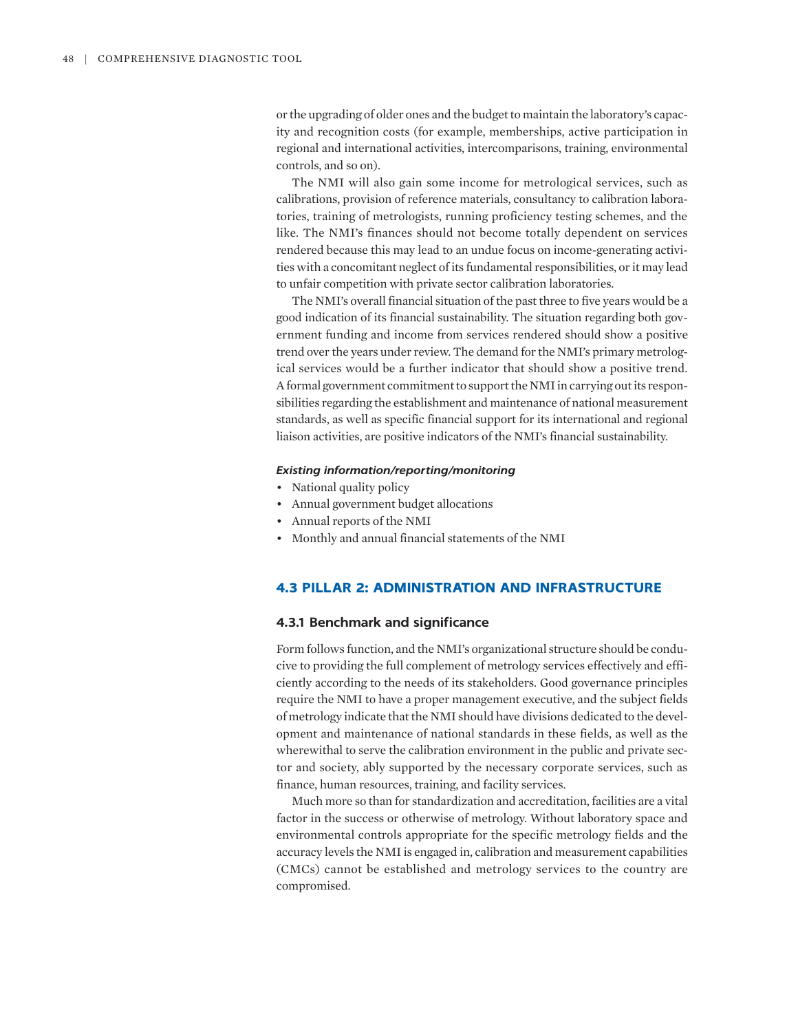or the upgrading of older ones and the budget to maintain the laboratory's capacity and recognition costs (for example, memberships, active participation in regional and international activities, intercomparisons, training, environmental controls, and so on).

The NMI will also gain some income for metrological services, such as calibrations, provision of reference materials, consultancy to calibration laboratories, training of metrologists, running proficiency testing schemes, and the like. The NMI's finances should not become totally dependent on services rendered because this may lead to an undue focus on income-generating activities with a concomitant neglect of its fundamental responsibilities, or it may lead to unfair competition with private sector calibration laboratories.

The NMI's overall financial situation of the past three to five years would be a good indication of its financial sustainability. The situation regarding both government funding and income from services rendered should show a positive trend over the years under review. The demand for the NMI's primary metrological services would be a further indicator that should show a positive trend. A formal government commitment to support the NMI in carrying out its responsibilities regarding the establishment and maintenance of national measurement standards, as well as specific financial support for its international and regional liaison activities, are positive indicators of the NMI's financial sustainability.

***Existing information/reporting/monitoring***

- National quality policy
- Annual government budget allocations
- Annual reports of the NMI
- Monthly and annual financial statements of the NMI

## 4.3 PILLAR 2: ADMINISTRATION AND INFRASTRUCTURE

### 4.3.1 Benchmark and significance

Form follows function, and the NMI's organizational structure should be conducive to providing the full complement of metrology services effectively and efficiently according to the needs of its stakeholders. Good governance principles require the NMI to have a proper management executive, and the subject fields of metrology indicate that the NMI should have divisions dedicated to the development and maintenance of national standards in these fields, as well as the wherewithal to serve the calibration environment in the public and private sector and society, ably supported by the necessary corporate services, such as finance, human resources, training, and facility services.

Much more so than for standardization and accreditation, facilities are a vital factor in the success or otherwise of metrology. Without laboratory space and environmental controls appropriate for the specific metrology fields and the accuracy levels the NMI is engaged in, calibration and measurement capabilities (CMCs) cannot be established and metrology services to the country are compromised.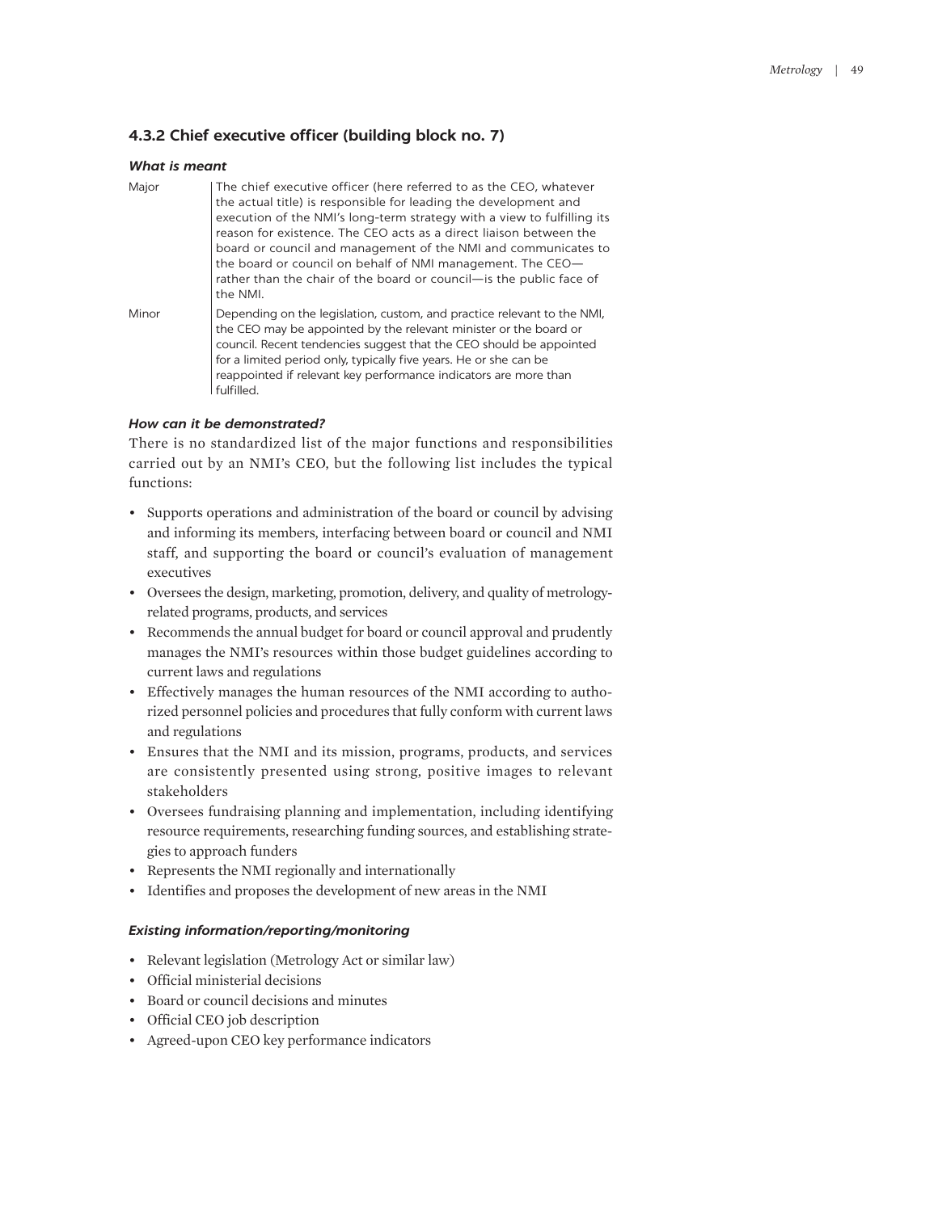### 4.3.2 Chief executive officer (building block no. 7)

#### *What is meant*

| | |
|---|---|
| Major | The chief executive officer (here referred to as the CEO, whatever the actual title) is responsible for leading the development and execution of the NMI's long-term strategy with a view to fulfilling its reason for existence. The CEO acts as a direct liaison between the board or council and management of the NMI and communicates to the board or council on behalf of NMI management. The CEO—rather than the chair of the board or council—is the public face of the NMI. |
| Minor | Depending on the legislation, custom, and practice relevant to the NMI, the CEO may be appointed by the relevant minister or the board or council. Recent tendencies suggest that the CEO should be appointed for a limited period only, typically five years. He or she can be reappointed if relevant key performance indicators are more than fulfilled. |

#### *How can it be demonstrated?*

There is no standardized list of the major functions and responsibilities carried out by an NMI's CEO, but the following list includes the typical functions:

- Supports operations and administration of the board or council by advising and informing its members, interfacing between board or council and NMI staff, and supporting the board or council's evaluation of management executives
- Oversees the design, marketing, promotion, delivery, and quality of metrology-related programs, products, and services
- Recommends the annual budget for board or council approval and prudently manages the NMI's resources within those budget guidelines according to current laws and regulations
- Effectively manages the human resources of the NMI according to authorized personnel policies and procedures that fully conform with current laws and regulations
- Ensures that the NMI and its mission, programs, products, and services are consistently presented using strong, positive images to relevant stakeholders
- Oversees fundraising planning and implementation, including identifying resource requirements, researching funding sources, and establishing strategies to approach funders
- Represents the NMI regionally and internationally
- Identifies and proposes the development of new areas in the NMI

#### *Existing information/reporting/monitoring*

- Relevant legislation (Metrology Act or similar law)
- Official ministerial decisions
- Board or council decisions and minutes
- Official CEO job description
- Agreed-upon CEO key performance indicators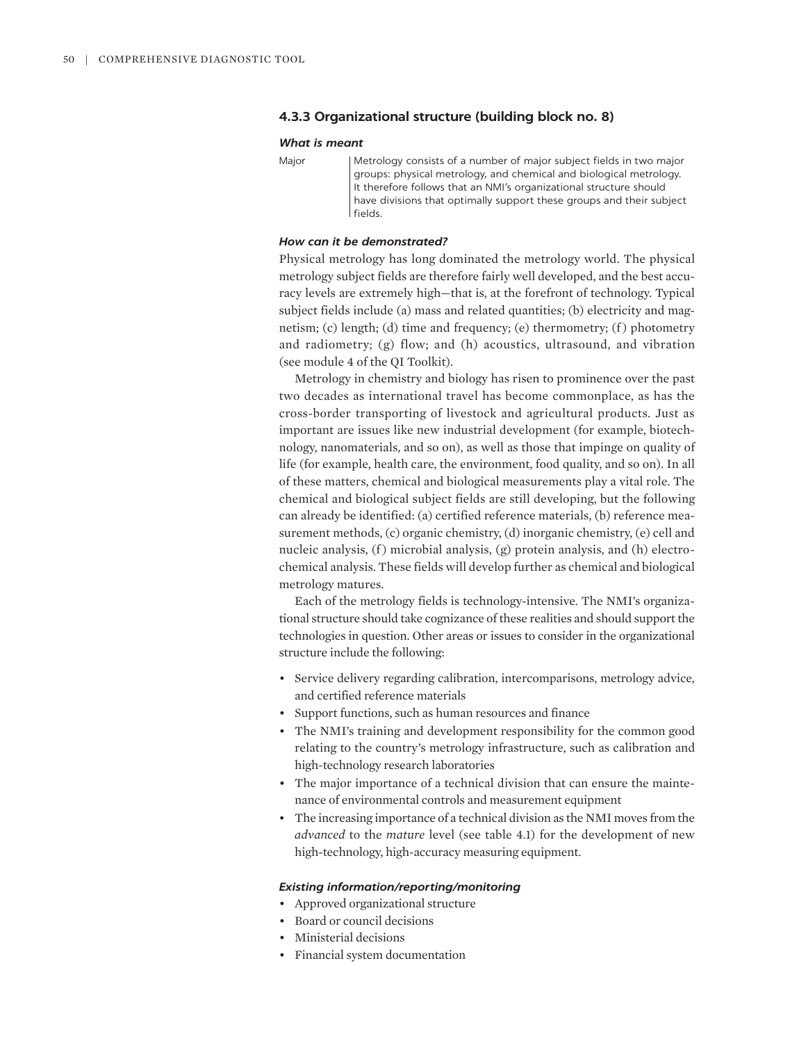### 4.3.3 Organizational structure (building block no. 8)

#### *What is meant*

| | |
|---|---|
| Major | Metrology consists of a number of major subject fields in two major groups: physical metrology, and chemical and biological metrology. It therefore follows that an NMI's organizational structure should have divisions that optimally support these groups and their subject fields. |

#### *How can it be demonstrated?*

Physical metrology has long dominated the metrology world. The physical metrology subject fields are therefore fairly well developed, and the best accuracy levels are extremely high—that is, at the forefront of technology. Typical subject fields include (a) mass and related quantities; (b) electricity and magnetism; (c) length; (d) time and frequency; (e) thermometry; (f) photometry and radiometry; (g) flow; and (h) acoustics, ultrasound, and vibration (see module 4 of the QI Toolkit).

Metrology in chemistry and biology has risen to prominence over the past two decades as international travel has become commonplace, as has the cross-border transporting of livestock and agricultural products. Just as important are issues like new industrial development (for example, biotechnology, nanomaterials, and so on), as well as those that impinge on quality of life (for example, health care, the environment, food quality, and so on). In all of these matters, chemical and biological measurements play a vital role. The chemical and biological subject fields are still developing, but the following can already be identified: (a) certified reference materials, (b) reference measurement methods, (c) organic chemistry, (d) inorganic chemistry, (e) cell and nucleic analysis, (f) microbial analysis, (g) protein analysis, and (h) electrochemical analysis. These fields will develop further as chemical and biological metrology matures.

Each of the metrology fields is technology-intensive. The NMI's organizational structure should take cognizance of these realities and should support the technologies in question. Other areas or issues to consider in the organizational structure include the following:

- Service delivery regarding calibration, intercomparisons, metrology advice, and certified reference materials
- Support functions, such as human resources and finance
- The NMI's training and development responsibility for the common good relating to the country's metrology infrastructure, such as calibration and high-technology research laboratories
- The major importance of a technical division that can ensure the maintenance of environmental controls and measurement equipment
- The increasing importance of a technical division as the NMI moves from the *advanced* to the *mature* level (see table 4.1) for the development of new high-technology, high-accuracy measuring equipment.

#### *Existing information/reporting/monitoring*

- Approved organizational structure
- Board or council decisions
- Ministerial decisions
- Financial system documentation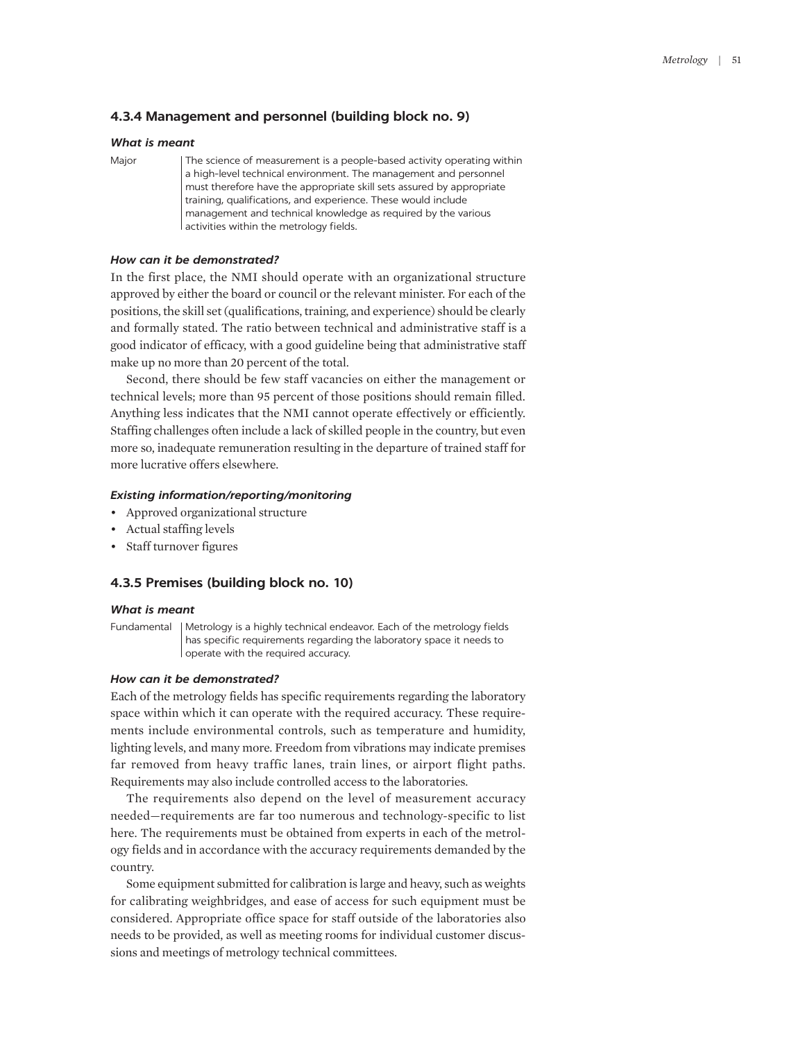### 4.3.4 Management and personnel (building block no. 9)

#### *What is meant*

| | |
|---|---|
| Major | The science of measurement is a people-based activity operating within a high-level technical environment. The management and personnel must therefore have the appropriate skill sets assured by appropriate training, qualifications, and experience. These would include management and technical knowledge as required by the various activities within the metrology fields. |

#### *How can it be demonstrated?*

In the first place, the NMI should operate with an organizational structure approved by either the board or council or the relevant minister. For each of the positions, the skill set (qualifications, training, and experience) should be clearly and formally stated. The ratio between technical and administrative staff is a good indicator of efficacy, with a good guideline being that administrative staff make up no more than 20 percent of the total.

Second, there should be few staff vacancies on either the management or technical levels; more than 95 percent of those positions should remain filled. Anything less indicates that the NMI cannot operate effectively or efficiently. Staffing challenges often include a lack of skilled people in the country, but even more so, inadequate remuneration resulting in the departure of trained staff for more lucrative offers elsewhere.

#### *Existing information/reporting/monitoring*

- Approved organizational structure
- Actual staffing levels
- Staff turnover figures

### 4.3.5 Premises (building block no. 10)

#### *What is meant*

| | |
|---|---|
| Fundamental | Metrology is a highly technical endeavor. Each of the metrology fields has specific requirements regarding the laboratory space it needs to operate with the required accuracy. |

#### *How can it be demonstrated?*

Each of the metrology fields has specific requirements regarding the laboratory space within which it can operate with the required accuracy. These requirements include environmental controls, such as temperature and humidity, lighting levels, and many more. Freedom from vibrations may indicate premises far removed from heavy traffic lanes, train lines, or airport flight paths. Requirements may also include controlled access to the laboratories.

The requirements also depend on the level of measurement accuracy needed—requirements are far too numerous and technology-specific to list here. The requirements must be obtained from experts in each of the metrology fields and in accordance with the accuracy requirements demanded by the country.

Some equipment submitted for calibration is large and heavy, such as weights for calibrating weighbridges, and ease of access for such equipment must be considered. Appropriate office space for staff outside of the laboratories also needs to be provided, as well as meeting rooms for individual customer discussions and meetings of metrology technical committees.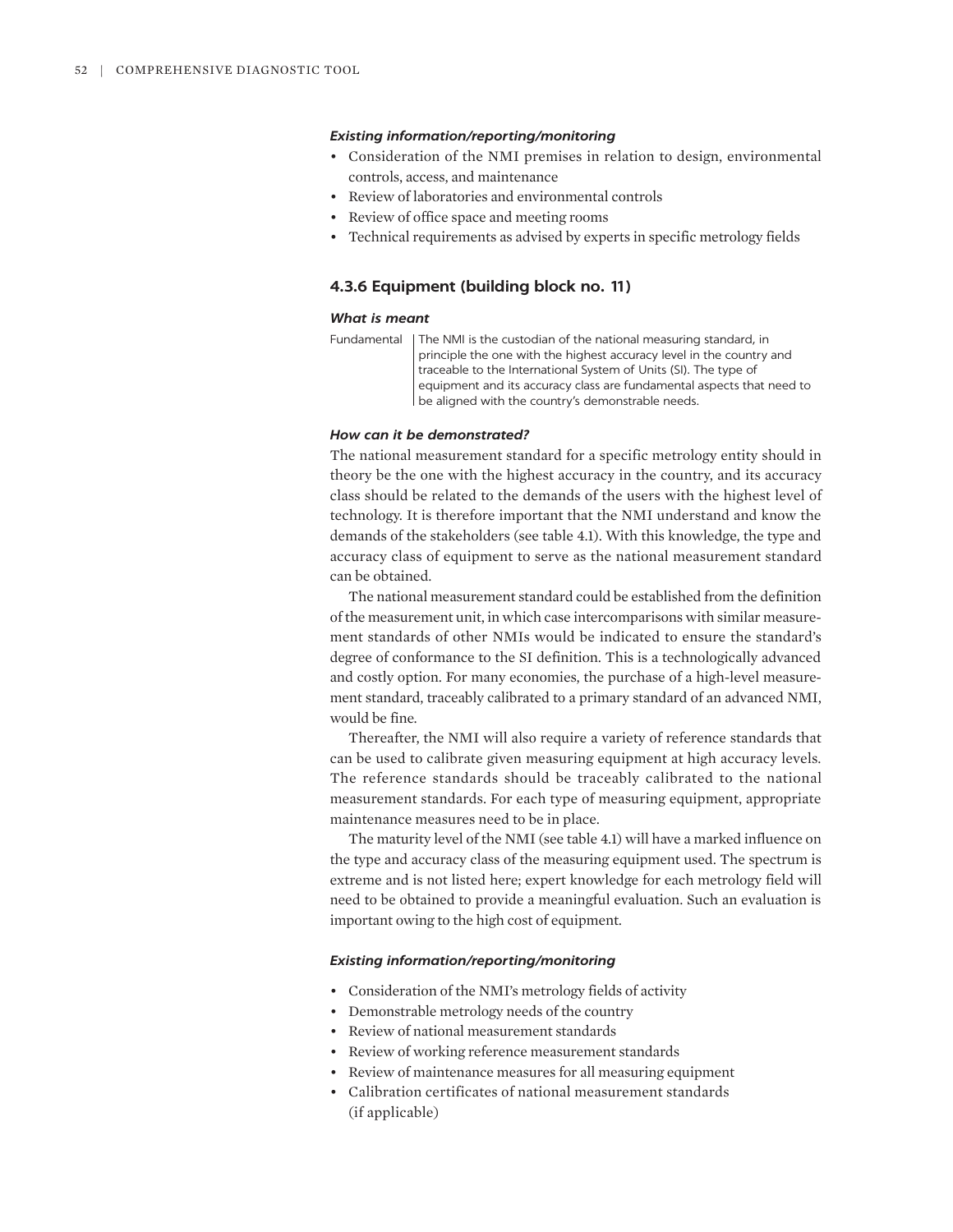***Existing information/reporting/monitoring***

- Consideration of the NMI premises in relation to design, environmental controls, access, and maintenance
- Review of laboratories and environmental controls
- Review of office space and meeting rooms
- Technical requirements as advised by experts in specific metrology fields

### 4.3.6 Equipment (building block no. 11)

***What is meant***

| | |
|---|---|
| Fundamental | The NMI is the custodian of the national measuring standard, in principle the one with the highest accuracy level in the country and traceable to the International System of Units (SI). The type of equipment and its accuracy class are fundamental aspects that need to be aligned with the country's demonstrable needs. |

***How can it be demonstrated?***

The national measurement standard for a specific metrology entity should in theory be the one with the highest accuracy in the country, and its accuracy class should be related to the demands of the users with the highest level of technology. It is therefore important that the NMI understand and know the demands of the stakeholders (see table 4.1). With this knowledge, the type and accuracy class of equipment to serve as the national measurement standard can be obtained.

The national measurement standard could be established from the definition of the measurement unit, in which case intercomparisons with similar measurement standards of other NMIs would be indicated to ensure the standard's degree of conformance to the SI definition. This is a technologically advanced and costly option. For many economies, the purchase of a high-level measurement standard, traceably calibrated to a primary standard of an advanced NMI, would be fine.

Thereafter, the NMI will also require a variety of reference standards that can be used to calibrate given measuring equipment at high accuracy levels. The reference standards should be traceably calibrated to the national measurement standards. For each type of measuring equipment, appropriate maintenance measures need to be in place.

The maturity level of the NMI (see table 4.1) will have a marked influence on the type and accuracy class of the measuring equipment used. The spectrum is extreme and is not listed here; expert knowledge for each metrology field will need to be obtained to provide a meaningful evaluation. Such an evaluation is important owing to the high cost of equipment.

***Existing information/reporting/monitoring***

- Consideration of the NMI's metrology fields of activity
- Demonstrable metrology needs of the country
- Review of national measurement standards
- Review of working reference measurement standards
- Review of maintenance measures for all measuring equipment
- Calibration certificates of national measurement standards (if applicable)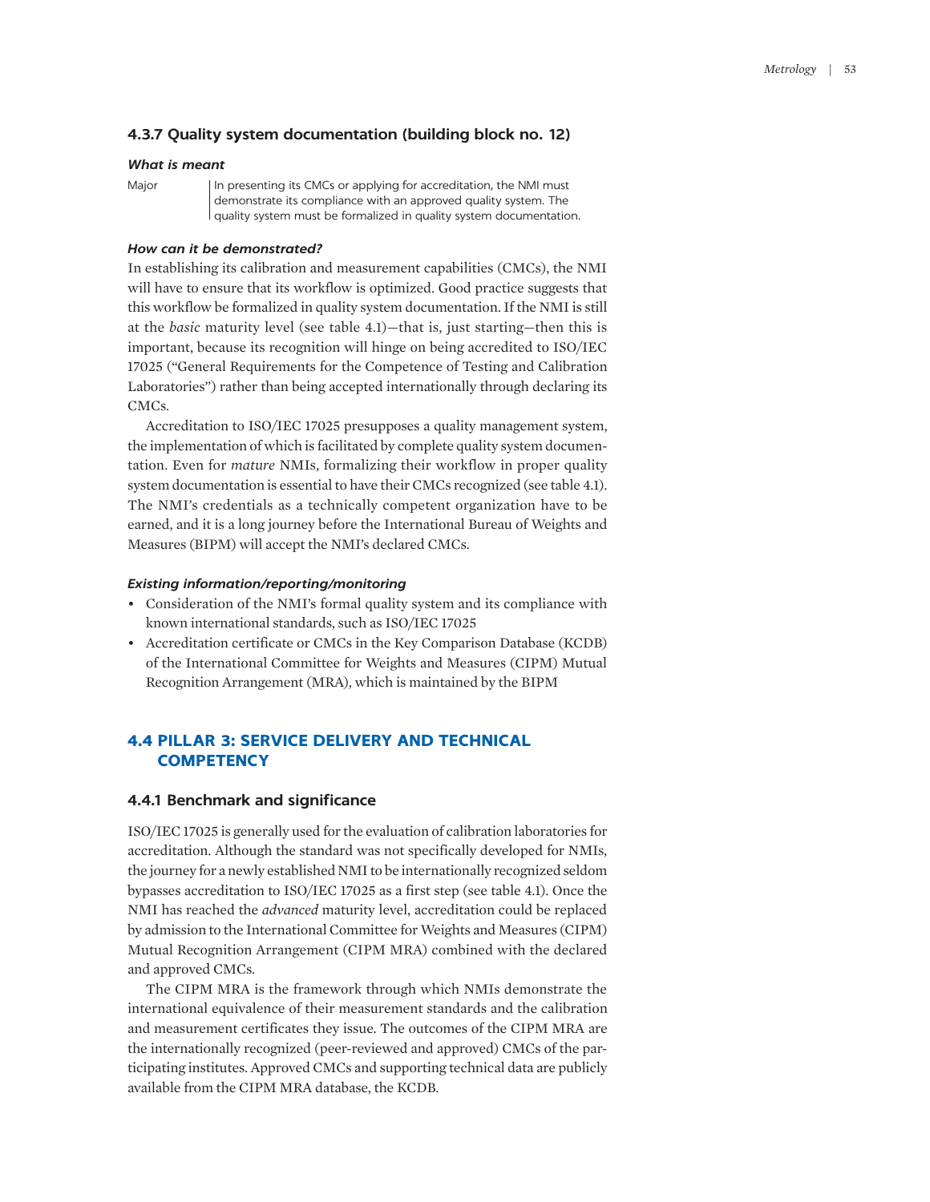### 4.3.7 Quality system documentation (building block no. 12)

#### *What is meant*

| | |
|---|---|
| Major | In presenting its CMCs or applying for accreditation, the NMI must demonstrate its compliance with an approved quality system. The quality system must be formalized in quality system documentation. |

#### *How can it be demonstrated?*

In establishing its calibration and measurement capabilities (CMCs), the NMI will have to ensure that its workflow is optimized. Good practice suggests that this workflow be formalized in quality system documentation. If the NMI is still at the *basic* maturity level (see table 4.1)—that is, just starting—then this is important, because its recognition will hinge on being accredited to ISO/IEC 17025 ("General Requirements for the Competence of Testing and Calibration Laboratories") rather than being accepted internationally through declaring its CMCs.

Accreditation to ISO/IEC 17025 presupposes a quality management system, the implementation of which is facilitated by complete quality system documentation. Even for *mature* NMIs, formalizing their workflow in proper quality system documentation is essential to have their CMCs recognized (see table 4.1). The NMI's credentials as a technically competent organization have to be earned, and it is a long journey before the International Bureau of Weights and Measures (BIPM) will accept the NMI's declared CMCs.

#### *Existing information/reporting/monitoring*

- Consideration of the NMI's formal quality system and its compliance with known international standards, such as ISO/IEC 17025
- Accreditation certificate or CMCs in the Key Comparison Database (KCDB) of the International Committee for Weights and Measures (CIPM) Mutual Recognition Arrangement (MRA), which is maintained by the BIPM

## 4.4 PILLAR 3: SERVICE DELIVERY AND TECHNICAL COMPETENCY

### 4.4.1 Benchmark and significance

ISO/IEC 17025 is generally used for the evaluation of calibration laboratories for accreditation. Although the standard was not specifically developed for NMIs, the journey for a newly established NMI to be internationally recognized seldom bypasses accreditation to ISO/IEC 17025 as a first step (see table 4.1). Once the NMI has reached the *advanced* maturity level, accreditation could be replaced by admission to the International Committee for Weights and Measures (CIPM) Mutual Recognition Arrangement (CIPM MRA) combined with the declared and approved CMCs.

The CIPM MRA is the framework through which NMIs demonstrate the international equivalence of their measurement standards and the calibration and measurement certificates they issue. The outcomes of the CIPM MRA are the internationally recognized (peer-reviewed and approved) CMCs of the participating institutes. Approved CMCs and supporting technical data are publicly available from the CIPM MRA database, the KCDB.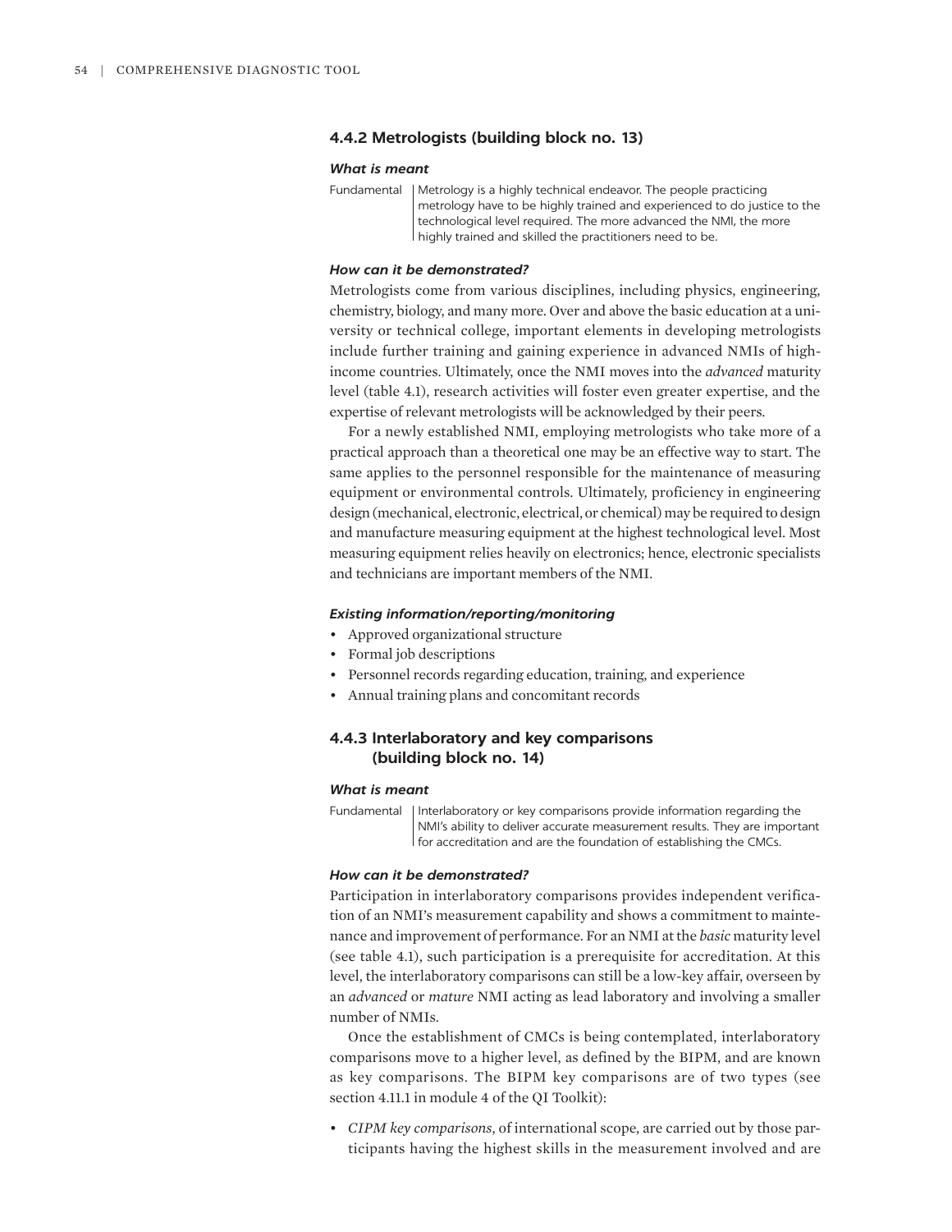### 4.4.2 Metrologists (building block no. 13)

#### *What is meant*

| Fundamental | Metrology is a highly technical endeavor. The people practicing metrology have to be highly trained and experienced to do justice to the technological level required. The more advanced the NMI, the more highly trained and skilled the practitioners need to be. |
|---|---|

#### *How can it be demonstrated?*

Metrologists come from various disciplines, including physics, engineering, chemistry, biology, and many more. Over and above the basic education at a university or technical college, important elements in developing metrologists include further training and gaining experience in advanced NMIs of high-income countries. Ultimately, once the NMI moves into the *advanced* maturity level (table 4.1), research activities will foster even greater expertise, and the expertise of relevant metrologists will be acknowledged by their peers.

For a newly established NMI, employing metrologists who take more of a practical approach than a theoretical one may be an effective way to start. The same applies to the personnel responsible for the maintenance of measuring equipment or environmental controls. Ultimately, proficiency in engineering design (mechanical, electronic, electrical, or chemical) may be required to design and manufacture measuring equipment at the highest technological level. Most measuring equipment relies heavily on electronics; hence, electronic specialists and technicians are important members of the NMI.

#### *Existing information/reporting/monitoring*

- Approved organizational structure
- Formal job descriptions
- Personnel records regarding education, training, and experience
- Annual training plans and concomitant records

### 4.4.3 Interlaboratory and key comparisons (building block no. 14)

#### *What is meant*

| Fundamental | Interlaboratory or key comparisons provide information regarding the NMI's ability to deliver accurate measurement results. They are important for accreditation and are the foundation of establishing the CMCs. |
|---|---|

#### *How can it be demonstrated?*

Participation in interlaboratory comparisons provides independent verification of an NMI's measurement capability and shows a commitment to maintenance and improvement of performance. For an NMI at the *basic* maturity level (see table 4.1), such participation is a prerequisite for accreditation. At this level, the interlaboratory comparisons can still be a low-key affair, overseen by an *advanced* or *mature* NMI acting as lead laboratory and involving a smaller number of NMIs.

Once the establishment of CMCs is being contemplated, interlaboratory comparisons move to a higher level, as defined by the BIPM, and are known as key comparisons. The BIPM key comparisons are of two types (see section 4.11.1 in module 4 of the QI Toolkit):

- *CIPM key comparisons*, of international scope, are carried out by those participants having the highest skills in the measurement involved and are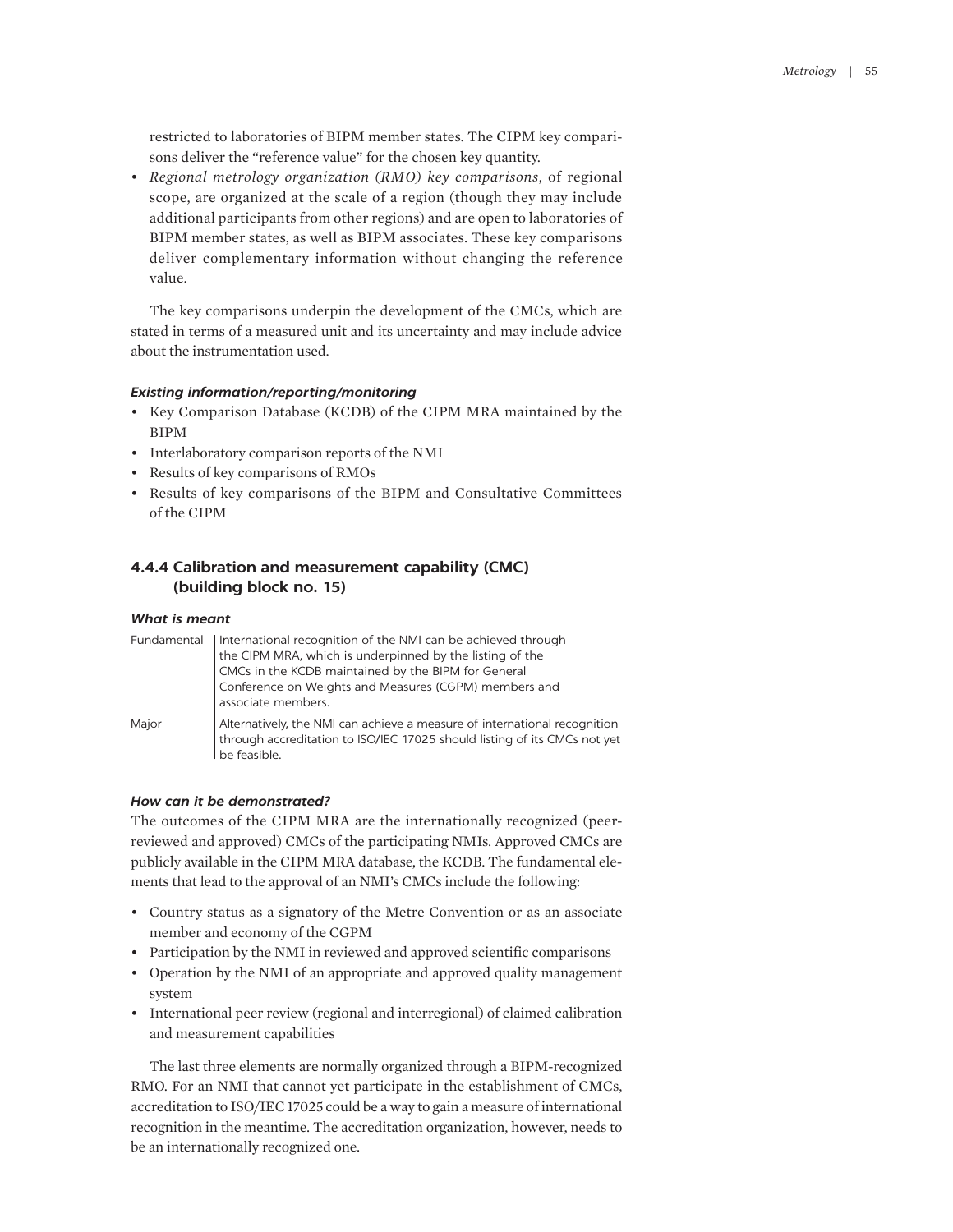restricted to laboratories of BIPM member states. The CIPM key comparisons deliver the "reference value" for the chosen key quantity.

- *Regional metrology organization (RMO) key comparisons*, of regional scope, are organized at the scale of a region (though they may include additional participants from other regions) and are open to laboratories of BIPM member states, as well as BIPM associates. These key comparisons deliver complementary information without changing the reference value.

The key comparisons underpin the development of the CMCs, which are stated in terms of a measured unit and its uncertainty and may include advice about the instrumentation used.

#### *Existing information/reporting/monitoring*

- Key Comparison Database (KCDB) of the CIPM MRA maintained by the BIPM
- Interlaboratory comparison reports of the NMI
- Results of key comparisons of RMOs
- Results of key comparisons of the BIPM and Consultative Committees of the CIPM

### 4.4.4 Calibration and measurement capability (CMC) (building block no. 15)

#### *What is meant*

| | |
|---|---|
| Fundamental | International recognition of the NMI can be achieved through the CIPM MRA, which is underpinned by the listing of the CMCs in the KCDB maintained by the BIPM for General Conference on Weights and Measures (CGPM) members and associate members. |
| Major | Alternatively, the NMI can achieve a measure of international recognition through accreditation to ISO/IEC 17025 should listing of its CMCs not yet be feasible. |

#### *How can it be demonstrated?*

The outcomes of the CIPM MRA are the internationally recognized (peer-reviewed and approved) CMCs of the participating NMIs. Approved CMCs are publicly available in the CIPM MRA database, the KCDB. The fundamental elements that lead to the approval of an NMI's CMCs include the following:

- Country status as a signatory of the Metre Convention or as an associate member and economy of the CGPM
- Participation by the NMI in reviewed and approved scientific comparisons
- Operation by the NMI of an appropriate and approved quality management system
- International peer review (regional and interregional) of claimed calibration and measurement capabilities

The last three elements are normally organized through a BIPM-recognized RMO. For an NMI that cannot yet participate in the establishment of CMCs, accreditation to ISO/IEC 17025 could be a way to gain a measure of international recognition in the meantime. The accreditation organization, however, needs to be an internationally recognized one.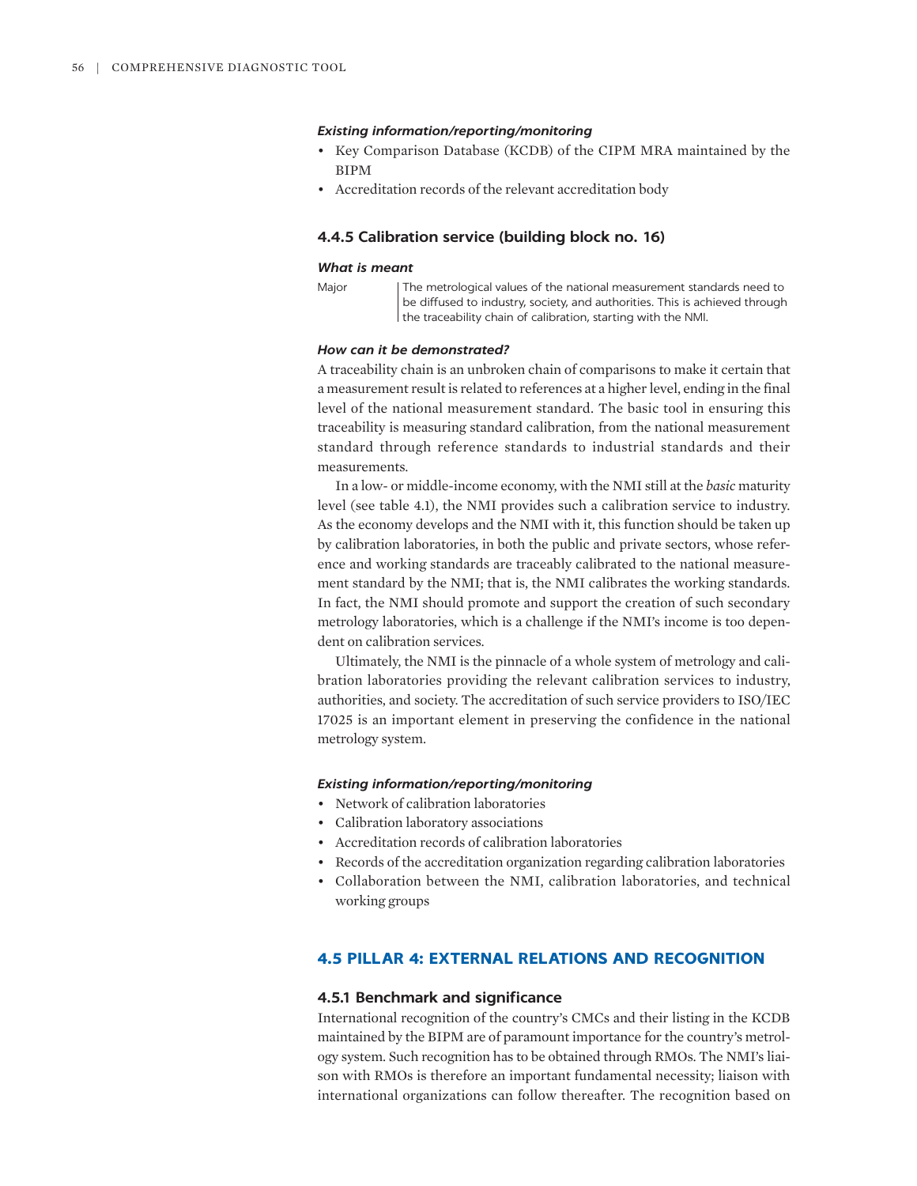*Existing information/reporting/monitoring*

- Key Comparison Database (KCDB) of the CIPM MRA maintained by the BIPM
- Accreditation records of the relevant accreditation body

### 4.4.5 Calibration service (building block no. 16)

*What is meant*

| | |
|---|---|
| Major | The metrological values of the national measurement standards need to be diffused to industry, society, and authorities. This is achieved through the traceability chain of calibration, starting with the NMI. |

*How can it be demonstrated?*

A traceability chain is an unbroken chain of comparisons to make it certain that a measurement result is related to references at a higher level, ending in the final level of the national measurement standard. The basic tool in ensuring this traceability is measuring standard calibration, from the national measurement standard through reference standards to industrial standards and their measurements.

In a low- or middle-income economy, with the NMI still at the *basic* maturity level (see table 4.1), the NMI provides such a calibration service to industry. As the economy develops and the NMI with it, this function should be taken up by calibration laboratories, in both the public and private sectors, whose reference and working standards are traceably calibrated to the national measurement standard by the NMI; that is, the NMI calibrates the working standards. In fact, the NMI should promote and support the creation of such secondary metrology laboratories, which is a challenge if the NMI's income is too dependent on calibration services.

Ultimately, the NMI is the pinnacle of a whole system of metrology and calibration laboratories providing the relevant calibration services to industry, authorities, and society. The accreditation of such service providers to ISO/IEC 17025 is an important element in preserving the confidence in the national metrology system.

*Existing information/reporting/monitoring*

- Network of calibration laboratories
- Calibration laboratory associations
- Accreditation records of calibration laboratories
- Records of the accreditation organization regarding calibration laboratories
- Collaboration between the NMI, calibration laboratories, and technical working groups

## 4.5 PILLAR 4: EXTERNAL RELATIONS AND RECOGNITION

### 4.5.1 Benchmark and significance

International recognition of the country's CMCs and their listing in the KCDB maintained by the BIPM are of paramount importance for the country's metrology system. Such recognition has to be obtained through RMOs. The NMI's liaison with RMOs is therefore an important fundamental necessity; liaison with international organizations can follow thereafter. The recognition based on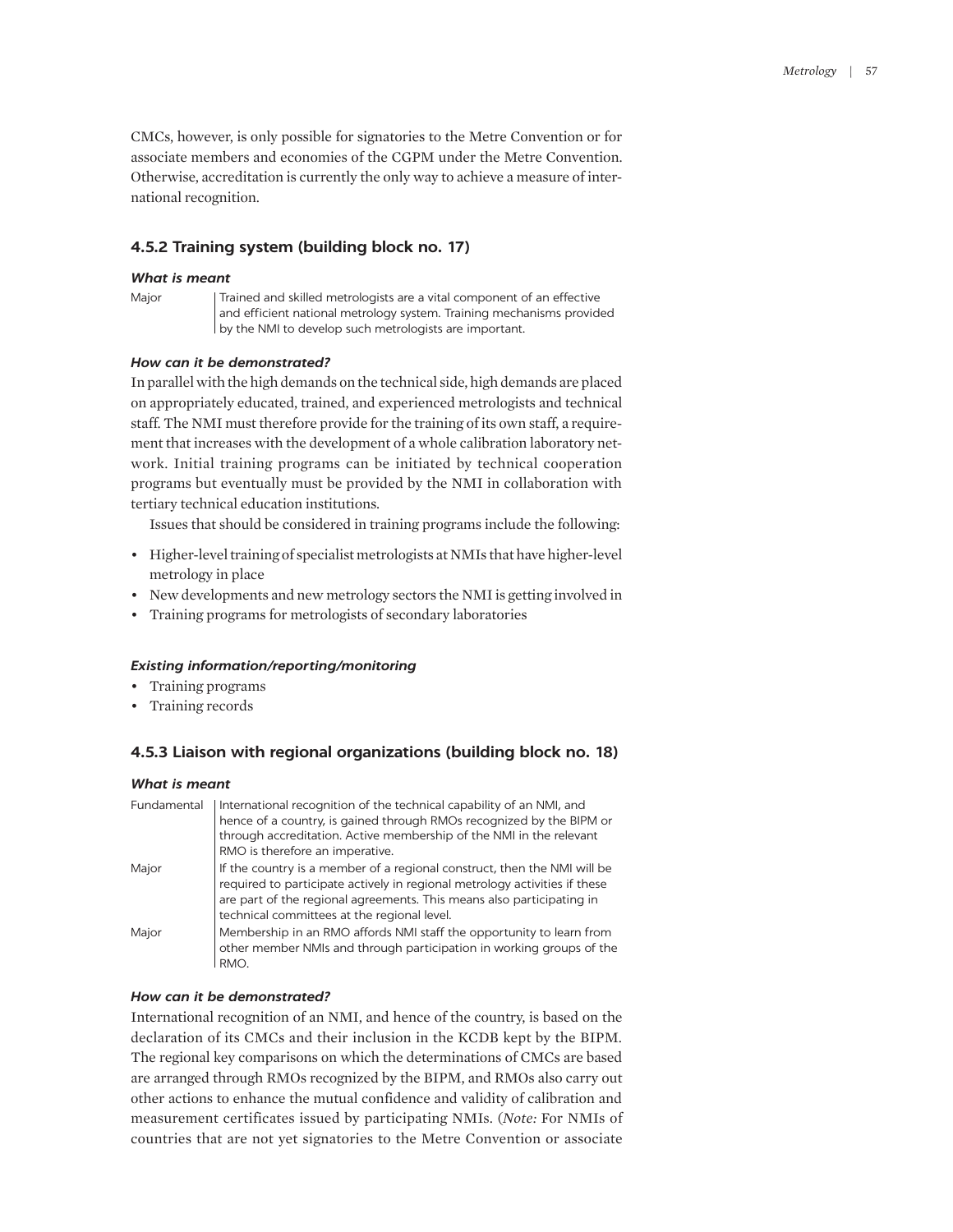CMCs, however, is only possible for signatories to the Metre Convention or for associate members and economies of the CGPM under the Metre Convention. Otherwise, accreditation is currently the only way to achieve a measure of international recognition.

### 4.5.2 Training system (building block no. 17)

#### *What is meant*

| | |
|---|---|
| Major | Trained and skilled metrologists are a vital component of an effective and efficient national metrology system. Training mechanisms provided by the NMI to develop such metrologists are important. |

#### *How can it be demonstrated?*

In parallel with the high demands on the technical side, high demands are placed on appropriately educated, trained, and experienced metrologists and technical staff. The NMI must therefore provide for the training of its own staff, a requirement that increases with the development of a whole calibration laboratory network. Initial training programs can be initiated by technical cooperation programs but eventually must be provided by the NMI in collaboration with tertiary technical education institutions.

Issues that should be considered in training programs include the following:

- Higher-level training of specialist metrologists at NMIs that have higher-level metrology in place
- New developments and new metrology sectors the NMI is getting involved in
- Training programs for metrologists of secondary laboratories

#### *Existing information/reporting/monitoring*

- Training programs
- Training records

### 4.5.3 Liaison with regional organizations (building block no. 18)

#### *What is meant*

| | |
|---|---|
| Fundamental | International recognition of the technical capability of an NMI, and hence of a country, is gained through RMOs recognized by the BIPM or through accreditation. Active membership of the NMI in the relevant RMO is therefore an imperative. |
| Major | If the country is a member of a regional construct, then the NMI will be required to participate actively in regional metrology activities if these are part of the regional agreements. This means also participating in technical committees at the regional level. |
| Major | Membership in an RMO affords NMI staff the opportunity to learn from other member NMIs and through participation in working groups of the RMO. |

#### *How can it be demonstrated?*

International recognition of an NMI, and hence of the country, is based on the declaration of its CMCs and their inclusion in the KCDB kept by the BIPM. The regional key comparisons on which the determinations of CMCs are based are arranged through RMOs recognized by the BIPM, and RMOs also carry out other actions to enhance the mutual confidence and validity of calibration and measurement certificates issued by participating NMIs. (*Note:* For NMIs of countries that are not yet signatories to the Metre Convention or associate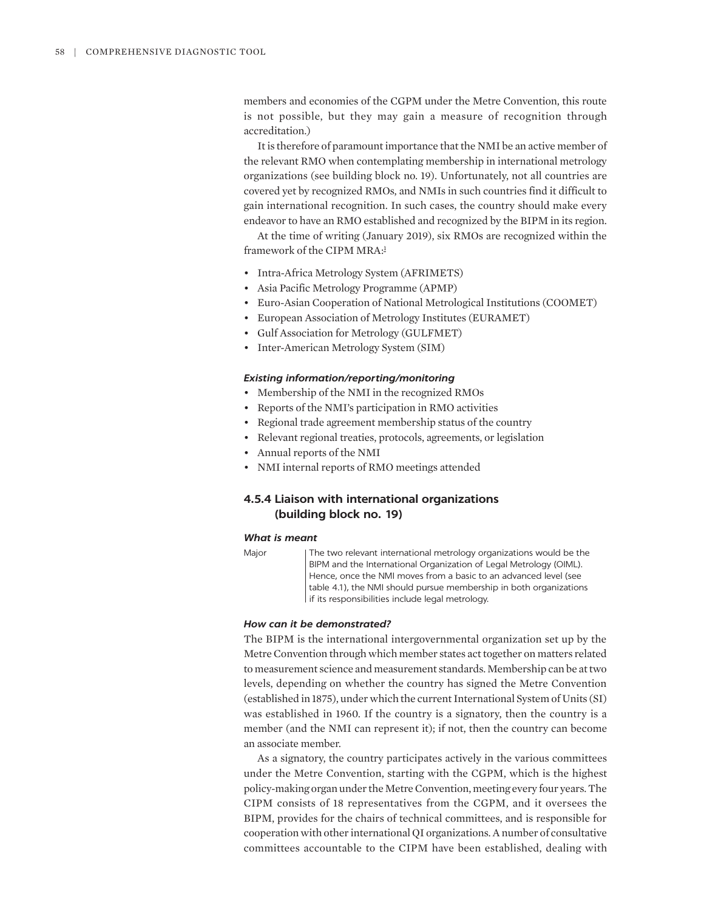members and economies of the CGPM under the Metre Convention, this route is not possible, but they may gain a measure of recognition through accreditation.)

It is therefore of paramount importance that the NMI be an active member of the relevant RMO when contemplating membership in international metrology organizations (see building block no. 19). Unfortunately, not all countries are covered yet by recognized RMOs, and NMIs in such countries find it difficult to gain international recognition. In such cases, the country should make every endeavor to have an RMO established and recognized by the BIPM in its region.

At the time of writing (January 2019), six RMOs are recognized within the framework of the CIPM MRA:[1]

- Intra-Africa Metrology System (AFRIMETS)
- Asia Pacific Metrology Programme (APMP)
- Euro-Asian Cooperation of National Metrological Institutions (COOMET)
- European Association of Metrology Institutes (EURAMET)
- Gulf Association for Metrology (GULFMET)
- Inter-American Metrology System (SIM)

#### *Existing information/reporting/monitoring*

- Membership of the NMI in the recognized RMOs
- Reports of the NMI's participation in RMO activities
- Regional trade agreement membership status of the country
- Relevant regional treaties, protocols, agreements, or legislation
- Annual reports of the NMI
- NMI internal reports of RMO meetings attended

### 4.5.4 Liaison with international organizations (building block no. 19)

#### *What is meant*

| | |
|---|---|
| Major | The two relevant international metrology organizations would be the BIPM and the International Organization of Legal Metrology (OIML). Hence, once the NMI moves from a basic to an advanced level (see table 4.1), the NMI should pursue membership in both organizations if its responsibilities include legal metrology. |

#### *How can it be demonstrated?*

The BIPM is the international intergovernmental organization set up by the Metre Convention through which member states act together on matters related to measurement science and measurement standards. Membership can be at two levels, depending on whether the country has signed the Metre Convention (established in 1875), under which the current International System of Units (SI) was established in 1960. If the country is a signatory, then the country is a member (and the NMI can represent it); if not, then the country can become an associate member.

As a signatory, the country participates actively in the various committees under the Metre Convention, starting with the CGPM, which is the highest policy-making organ under the Metre Convention, meeting every four years. The CIPM consists of 18 representatives from the CGPM, and it oversees the BIPM, provides for the chairs of technical committees, and is responsible for cooperation with other international QI organizations. A number of consultative committees accountable to the CIPM have been established, dealing with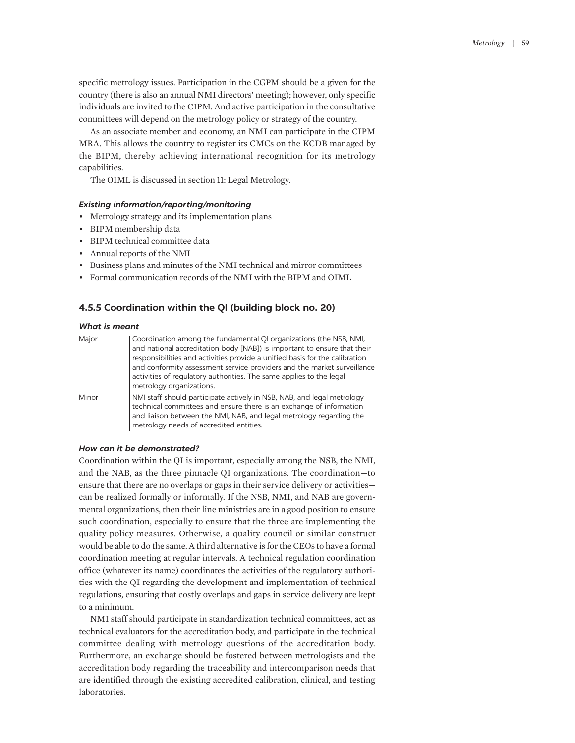specific metrology issues. Participation in the CGPM should be a given for the country (there is also an annual NMI directors' meeting); however, only specific individuals are invited to the CIPM. And active participation in the consultative committees will depend on the metrology policy or strategy of the country.

As an associate member and economy, an NMI can participate in the CIPM MRA. This allows the country to register its CMCs on the KCDB managed by the BIPM, thereby achieving international recognition for its metrology capabilities.

The OIML is discussed in section 11: Legal Metrology.

#### *Existing information/reporting/monitoring*

- Metrology strategy and its implementation plans
- BIPM membership data
- BIPM technical committee data
- Annual reports of the NMI
- Business plans and minutes of the NMI technical and mirror committees
- Formal communication records of the NMI with the BIPM and OIML

### 4.5.5 Coordination within the QI (building block no. 20)

#### *What is meant*

| | |
|---|---|
| Major | Coordination among the fundamental QI organizations (the NSB, NMI, and national accreditation body [NAB]) is important to ensure that their responsibilities and activities provide a unified basis for the calibration and conformity assessment service providers and the market surveillance activities of regulatory authorities. The same applies to the legal metrology organizations. |
| Minor | NMI staff should participate actively in NSB, NAB, and legal metrology technical committees and ensure there is an exchange of information and liaison between the NMI, NAB, and legal metrology regarding the metrology needs of accredited entities. |

#### *How can it be demonstrated?*

Coordination within the QI is important, especially among the NSB, the NMI, and the NAB, as the three pinnacle QI organizations. The coordination—to ensure that there are no overlaps or gaps in their service delivery or activities—can be realized formally or informally. If the NSB, NMI, and NAB are governmental organizations, then their line ministries are in a good position to ensure such coordination, especially to ensure that the three are implementing the quality policy measures. Otherwise, a quality council or similar construct would be able to do the same. A third alternative is for the CEOs to have a formal coordination meeting at regular intervals. A technical regulation coordination office (whatever its name) coordinates the activities of the regulatory authorities with the QI regarding the development and implementation of technical regulations, ensuring that costly overlaps and gaps in service delivery are kept to a minimum.

NMI staff should participate in standardization technical committees, act as technical evaluators for the accreditation body, and participate in the technical committee dealing with metrology questions of the accreditation body. Furthermore, an exchange should be fostered between metrologists and the accreditation body regarding the traceability and intercomparison needs that are identified through the existing accredited calibration, clinical, and testing laboratories.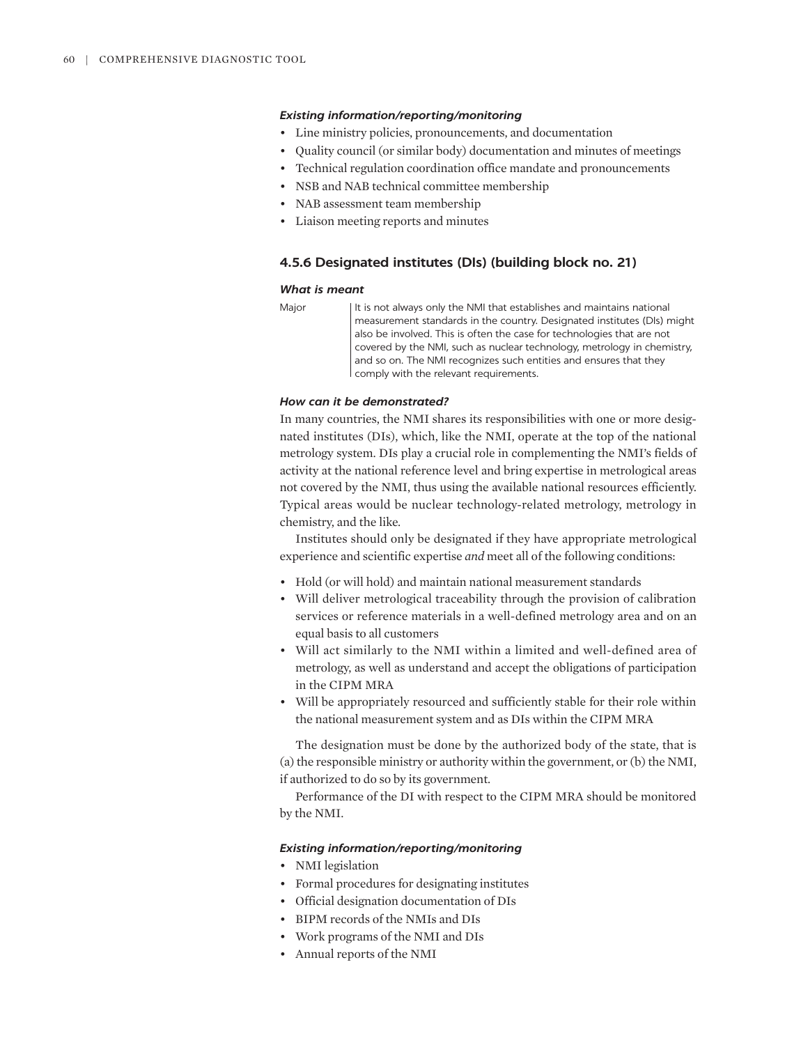***Existing information/reporting/monitoring***

- Line ministry policies, pronouncements, and documentation
- Quality council (or similar body) documentation and minutes of meetings
- Technical regulation coordination office mandate and pronouncements
- NSB and NAB technical committee membership
- NAB assessment team membership
- Liaison meeting reports and minutes

### 4.5.6 Designated institutes (DIs) (building block no. 21)

***What is meant***

| Major | It is not always only the NMI that establishes and maintains national measurement standards in the country. Designated institutes (DIs) might also be involved. This is often the case for technologies that are not covered by the NMI, such as nuclear technology, metrology in chemistry, and so on. The NMI recognizes such entities and ensures that they comply with the relevant requirements. |
|---|---|

***How can it be demonstrated?***

In many countries, the NMI shares its responsibilities with one or more designated institutes (DIs), which, like the NMI, operate at the top of the national metrology system. DIs play a crucial role in complementing the NMI's fields of activity at the national reference level and bring expertise in metrological areas not covered by the NMI, thus using the available national resources efficiently. Typical areas would be nuclear technology-related metrology, metrology in chemistry, and the like.

Institutes should only be designated if they have appropriate metrological experience and scientific expertise *and* meet all of the following conditions:

- Hold (or will hold) and maintain national measurement standards
- Will deliver metrological traceability through the provision of calibration services or reference materials in a well-defined metrology area and on an equal basis to all customers
- Will act similarly to the NMI within a limited and well-defined area of metrology, as well as understand and accept the obligations of participation in the CIPM MRA
- Will be appropriately resourced and sufficiently stable for their role within the national measurement system and as DIs within the CIPM MRA

The designation must be done by the authorized body of the state, that is (a) the responsible ministry or authority within the government, or (b) the NMI, if authorized to do so by its government.

Performance of the DI with respect to the CIPM MRA should be monitored by the NMI.

***Existing information/reporting/monitoring***

- NMI legislation
- Formal procedures for designating institutes
- Official designation documentation of DIs
- BIPM records of the NMIs and DIs
- Work programs of the NMI and DIs
- Annual reports of the NMI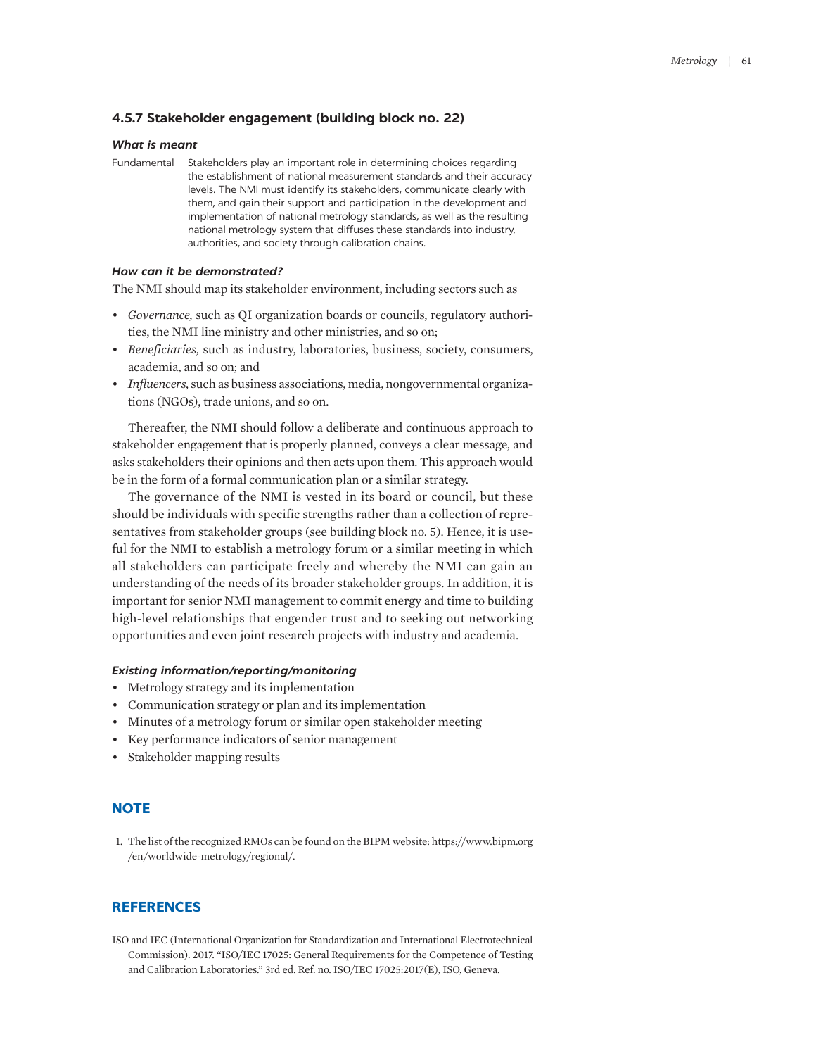### 4.5.7 Stakeholder engagement (building block no. 22)

#### *What is meant*

| Fundamental | Stakeholders play an important role in determining choices regarding the establishment of national measurement standards and their accuracy levels. The NMI must identify its stakeholders, communicate clearly with them, and gain their support and participation in the development and implementation of national metrology standards, as well as the resulting national metrology system that diffuses these standards into industry, authorities, and society through calibration chains. |
|---|---|

#### *How can it be demonstrated?*

The NMI should map its stakeholder environment, including sectors such as

- *Governance,* such as QI organization boards or councils, regulatory authorities, the NMI line ministry and other ministries, and so on;
- *Beneficiaries,* such as industry, laboratories, business, society, consumers, academia, and so on; and
- *Influencers,* such as business associations, media, nongovernmental organizations (NGOs), trade unions, and so on.

Thereafter, the NMI should follow a deliberate and continuous approach to stakeholder engagement that is properly planned, conveys a clear message, and asks stakeholders their opinions and then acts upon them. This approach would be in the form of a formal communication plan or a similar strategy.

The governance of the NMI is vested in its board or council, but these should be individuals with specific strengths rather than a collection of representatives from stakeholder groups (see building block no. 5). Hence, it is useful for the NMI to establish a metrology forum or a similar meeting in which all stakeholders can participate freely and whereby the NMI can gain an understanding of the needs of its broader stakeholder groups. In addition, it is important for senior NMI management to commit energy and time to building high-level relationships that engender trust and to seeking out networking opportunities and even joint research projects with industry and academia.

#### *Existing information/reporting/monitoring*

- Metrology strategy and its implementation
- Communication strategy or plan and its implementation
- Minutes of a metrology forum or similar open stakeholder meeting
- Key performance indicators of senior management
- Stakeholder mapping results

## NOTE

1. The list of the recognized RMOs can be found on the BIPM website: https://www.bipm.org/en/worldwide-metrology/regional/.

## REFERENCES

ISO and IEC (International Organization for Standardization and International Electrotechnical Commission). 2017. "ISO/IEC 17025: General Requirements for the Competence of Testing and Calibration Laboratories." 3rd ed. Ref. no. ISO/IEC 17025:2017(E), ISO, Geneva.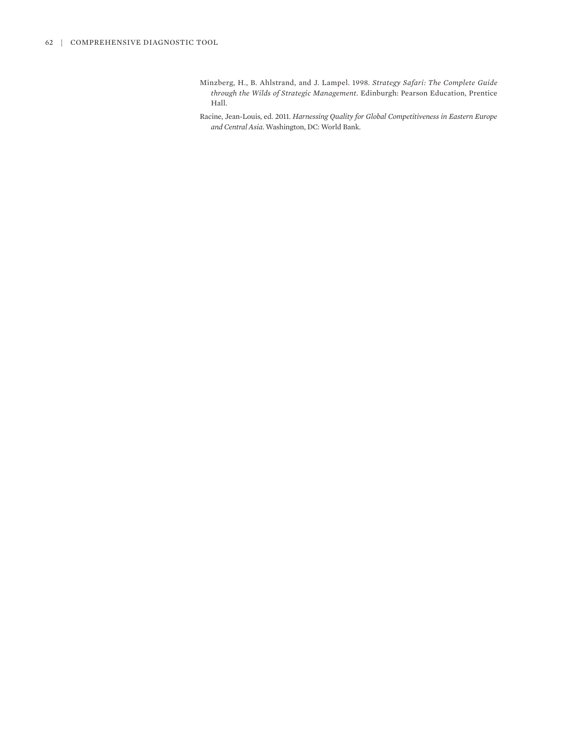Minzberg, H., B. Ahlstrand, and J. Lampel. 1998. *Strategy Safari: The Complete Guide through the Wilds of Strategic Management.* Edinburgh: Pearson Education, Prentice Hall.

Racine, Jean-Louis, ed. 2011. *Harnessing Quality for Global Competitiveness in Eastern Europe and Central Asia.* Washington, DC: World Bank.